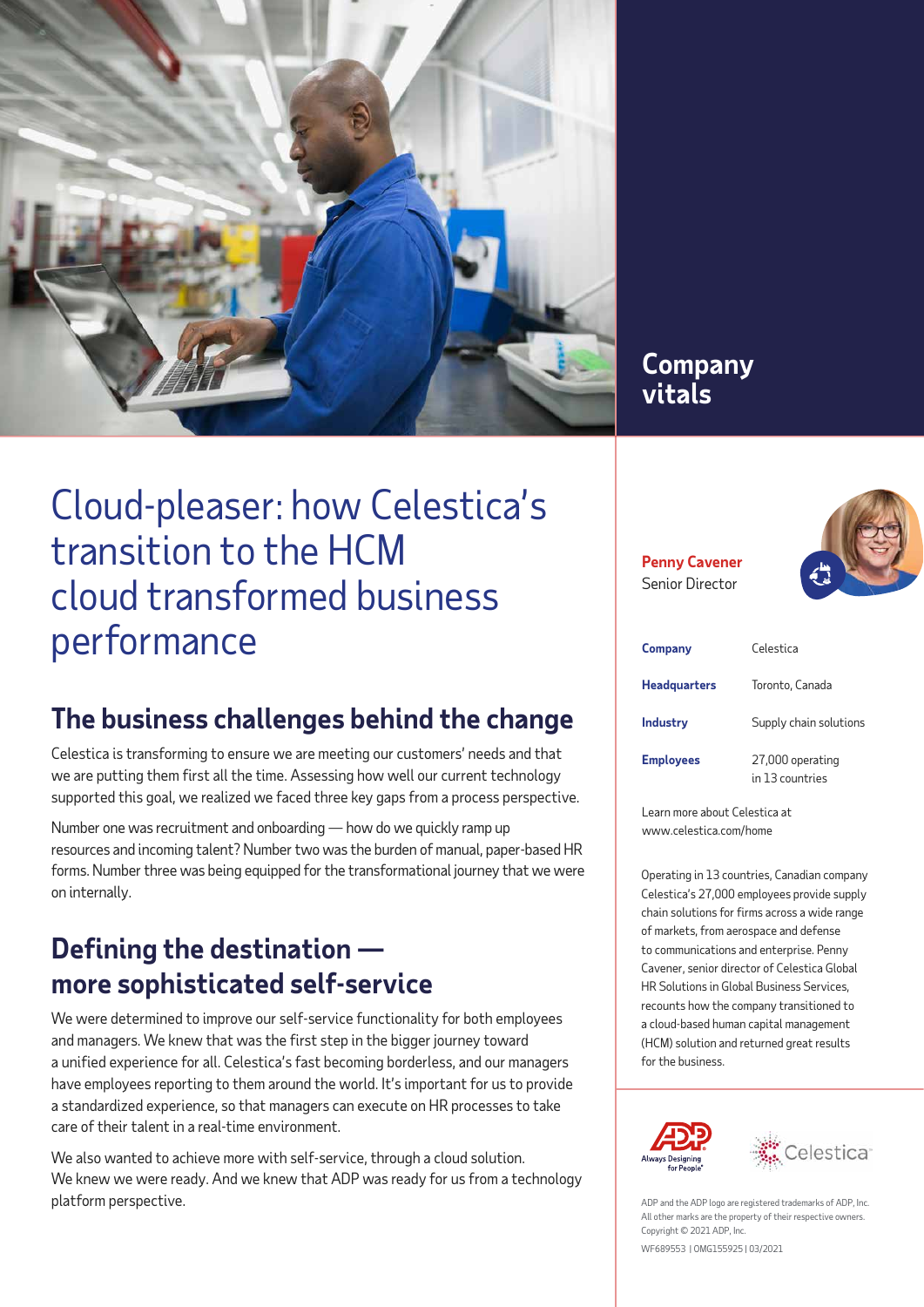# Cloud-pleaser: how Celestica's transition to the HCM cloud transformed business performance

## The business challenges behind the change

Celestica is transforming to ensure we are meeting our customers' needs and that we are putting them first all the time. Assessing how well our current technology supported this goal, we realized we faced three key gaps from a process perspective.

Number one was recruitment and onboarding — how do we quickly ramp up resources and incoming talent? Number two was the burden of manual, paper-based HR forms. Number three was being equipped for the transformational journey that we were on internally.

## Defining the destination — more sophisticated self-service

We were determined to improve our self-service functionality for both employees and managers. We knew that was the first step in the bigger journey toward a unified experience for all. Celestica's fast becoming borderless, and our managers have employees reporting to them around the world. It's important for us to provide a standardized experience, so that managers can execute on HR processes to take care of their talent in a real-time environment.

We also wanted to achieve more with self-service, through a cloud solution. We knew we were ready. And we knew that ADP was ready for us from a technology platform perspective.

## Company vitals

**Penny Cavener**
Senior Director

| | |
|---|---|
| **Company** | Celestica |
| **Headquarters** | Toronto, Canada |
| **Industry** | Supply chain solutions |
| **Employees** | 27,000 operating in 13 countries |

Learn more about Celestica at www.celestica.com/home

Operating in 13 countries, Canadian company Celestica's 27,000 employees provide supply chain solutions for firms across a wide range of markets, from aerospace and defense to communications and enterprise. Penny Cavener, senior director of Celestica Global HR Solutions in Global Business Services, recounts how the company transitioned to a cloud-based human capital management (HCM) solution and returned great results for the business.

ADP Always Designing for People®

Celestica

ADP and the ADP logo are registered trademarks of ADP, Inc. All other marks are the property of their respective owners. Copyright © 2021 ADP, Inc.

WF689553 | OMG155925 | 03/2021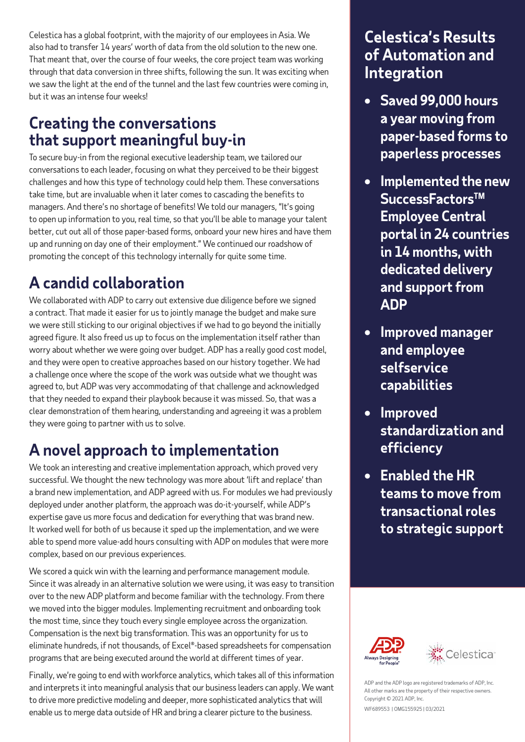Celestica has a global footprint, with the majority of our employees in Asia. We also had to transfer 14 years' worth of data from the old solution to the new one. That meant that, over the course of four weeks, the core project team was working through that data conversion in three shifts, following the sun. It was exciting when we saw the light at the end of the tunnel and the last few countries were coming in, but it was an intense four weeks!

## Creating the conversations that support meaningful buy-in

To secure buy-in from the regional executive leadership team, we tailored our conversations to each leader, focusing on what they perceived to be their biggest challenges and how this type of technology could help them. These conversations take time, but are invaluable when it later comes to cascading the benefits to managers. And there's no shortage of benefits! We told our managers, "It's going to open up information to you, real time, so that you'll be able to manage your talent better, cut out all of those paper-based forms, onboard your new hires and have them up and running on day one of their employment." We continued our roadshow of promoting the concept of this technology internally for quite some time.

## A candid collaboration

We collaborated with ADP to carry out extensive due diligence before we signed a contract. That made it easier for us to jointly manage the budget and make sure we were still sticking to our original objectives if we had to go beyond the initially agreed figure. It also freed us up to focus on the implementation itself rather than worry about whether we were going over budget. ADP has a really good cost model, and they were open to creative approaches based on our history together. We had a challenge once where the scope of the work was outside what we thought was agreed to, but ADP was very accommodating of that challenge and acknowledged that they needed to expand their playbook because it was missed. So, that was a clear demonstration of them hearing, understanding and agreeing it was a problem they were going to partner with us to solve.

## A novel approach to implementation

We took an interesting and creative implementation approach, which proved very successful. We thought the new technology was more about 'lift and replace' than a brand new implementation, and ADP agreed with us. For modules we had previously deployed under another platform, the approach was do-it-yourself, while ADP's expertise gave us more focus and dedication for everything that was brand new. It worked well for both of us because it sped up the implementation, and we were able to spend more value-add hours consulting with ADP on modules that were more complex, based on our previous experiences.

We scored a quick win with the learning and performance management module. Since it was already in an alternative solution we were using, it was easy to transition over to the new ADP platform and become familiar with the technology. From there we moved into the bigger modules. Implementing recruitment and onboarding took the most time, since they touch every single employee across the organization. Compensation is the next big transformation. This was an opportunity for us to eliminate hundreds, if not thousands, of Excel®-based spreadsheets for compensation programs that are being executed around the world at different times of year.

Finally, we're going to end with workforce analytics, which takes all of this information and interprets it into meaningful analysis that our business leaders can apply. We want to drive more predictive modeling and deeper, more sophisticated analytics that will enable us to merge data outside of HR and bring a clearer picture to the business.

## Celestica's Results of Automation and Integration

- **Saved 99,000 hours a year moving from paper-based forms to paperless processes**
- **Implemented the new SuccessFactors™ Employee Central portal in 24 countries in 14 months, with dedicated delivery and support from ADP**
- **Improved manager and employee selfservice capabilities**
- **Improved standardization and efficiency**
- **Enabled the HR teams to move from transactional roles to strategic support**

ADP Always Designing for People

Celestica

ADP and the ADP logo are registered trademarks of ADP, Inc. All other marks are the property of their respective owners. Copyright © 2021 ADP, Inc.

WF689553 | OMG155925 | 03/2021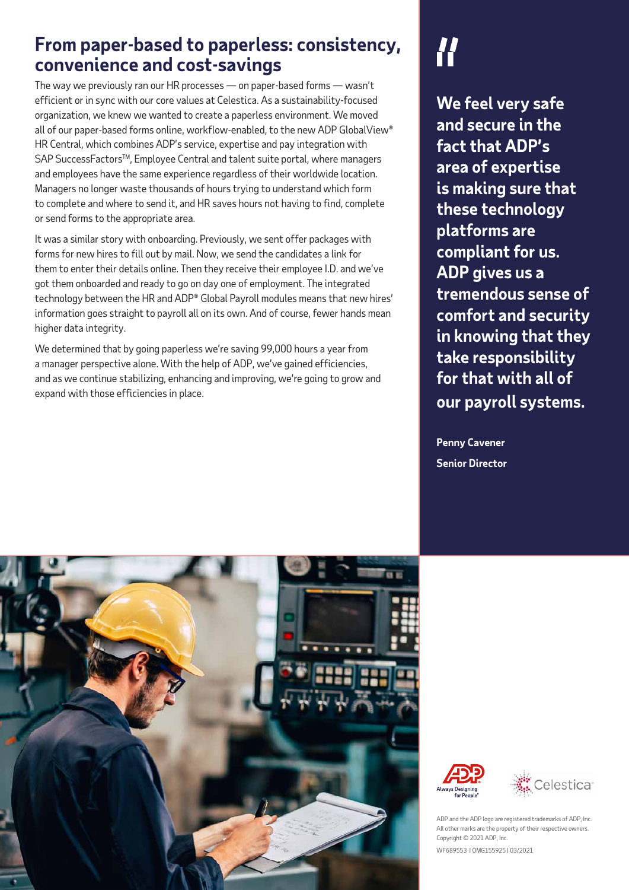## From paper-based to paperless: consistency, convenience and cost-savings

The way we previously ran our HR processes — on paper-based forms — wasn't efficient or in sync with our core values at Celestica. As a sustainability-focused organization, we knew we wanted to create a paperless environment. We moved all of our paper-based forms online, workflow-enabled, to the new ADP GlobalView® HR Central, which combines ADP's service, expertise and pay integration with SAP SuccessFactors™, Employee Central and talent suite portal, where managers and employees have the same experience regardless of their worldwide location. Managers no longer waste thousands of hours trying to understand which form to complete and where to send it, and HR saves hours not having to find, complete or send forms to the appropriate area.

It was a similar story with onboarding. Previously, we sent offer packages with forms for new hires to fill out by mail. Now, we send the candidates a link for them to enter their details online. Then they receive their employee I.D. and we've got them onboarded and ready to go on day one of employment. The integrated technology between the HR and ADP® Global Payroll modules means that new hires' information goes straight to payroll all on its own. And of course, fewer hands mean higher data integrity.

We determined that by going paperless we're saving 99,000 hours a year from a manager perspective alone. With the help of ADP, we've gained efficiencies, and as we continue stabilizing, enhancing and improving, we're going to grow and expand with those efficiencies in place.

> **"We feel very safe and secure in the fact that ADP's area of expertise is making sure that these technology platforms are compliant for us. ADP gives us a tremendous sense of comfort and security in knowing that they take responsibility for that with all of our payroll systems.**
>
> **Penny Cavener**
> **Senior Director**

Always Designing for People®

Celestica

ADP and the ADP logo are registered trademarks of ADP, Inc.
All other marks are the property of their respective owners.
Copyright © 2021 ADP, Inc.

WF689553 | OMG155925 | 03/2021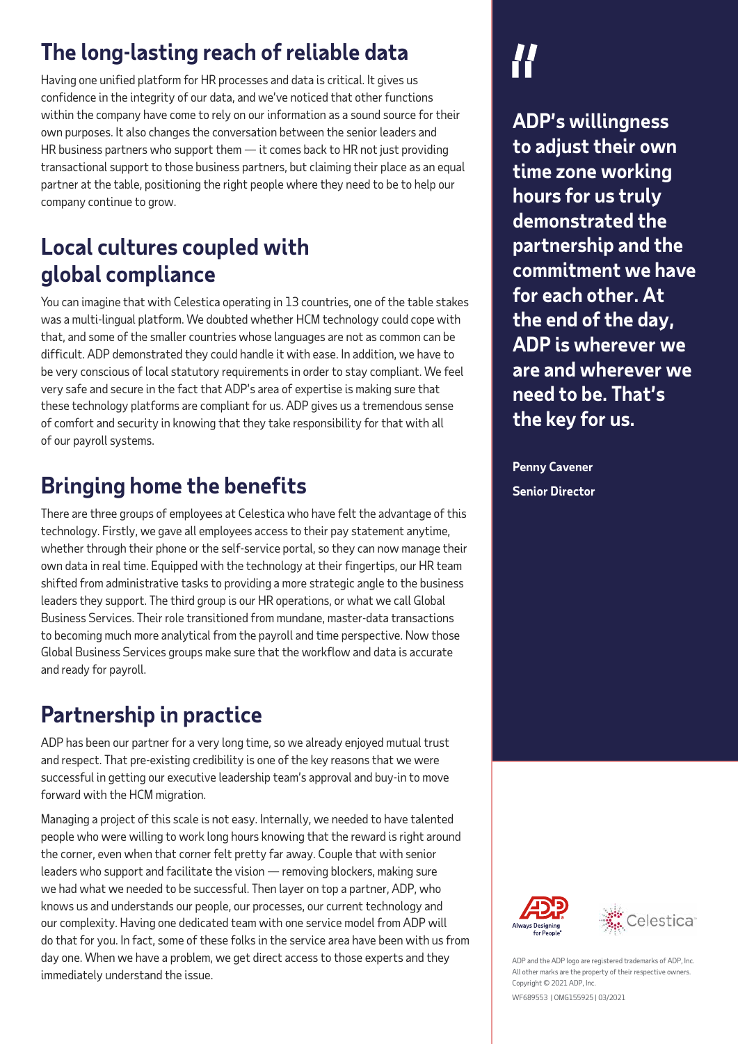## The long-lasting reach of reliable data

Having one unified platform for HR processes and data is critical. It gives us confidence in the integrity of our data, and we've noticed that other functions within the company have come to rely on our information as a sound source for their own purposes. It also changes the conversation between the senior leaders and HR business partners who support them — it comes back to HR not just providing transactional support to those business partners, but claiming their place as an equal partner at the table, positioning the right people where they need to be to help our company continue to grow.

## Local cultures coupled with global compliance

You can imagine that with Celestica operating in 13 countries, one of the table stakes was a multi-lingual platform. We doubted whether HCM technology could cope with that, and some of the smaller countries whose languages are not as common can be difficult. ADP demonstrated they could handle it with ease. In addition, we have to be very conscious of local statutory requirements in order to stay compliant. We feel very safe and secure in the fact that ADP's area of expertise is making sure that these technology platforms are compliant for us. ADP gives us a tremendous sense of comfort and security in knowing that they take responsibility for that with all of our payroll systems.

## Bringing home the benefits

There are three groups of employees at Celestica who have felt the advantage of this technology. Firstly, we gave all employees access to their pay statement anytime, whether through their phone or the self-service portal, so they can now manage their own data in real time. Equipped with the technology at their fingertips, our HR team shifted from administrative tasks to providing a more strategic angle to the business leaders they support. The third group is our HR operations, or what we call Global Business Services. Their role transitioned from mundane, master-data transactions to becoming much more analytical from the payroll and time perspective. Now those Global Business Services groups make sure that the workflow and data is accurate and ready for payroll.

## Partnership in practice

ADP has been our partner for a very long time, so we already enjoyed mutual trust and respect. That pre-existing credibility is one of the key reasons that we were successful in getting our executive leadership team's approval and buy-in to move forward with the HCM migration.

Managing a project of this scale is not easy. Internally, we needed to have talented people who were willing to work long hours knowing that the reward is right around the corner, even when that corner felt pretty far away. Couple that with senior leaders who support and facilitate the vision — removing blockers, making sure we had what we needed to be successful. Then layer on top a partner, ADP, who knows us and understands our people, our processes, our current technology and our complexity. Having one dedicated team with one service model from ADP will do that for you. In fact, some of these folks in the service area have been with us from day one. When we have a problem, we get direct access to those experts and they immediately understand the issue.

> **"ADP's willingness to adjust their own time zone working hours for us truly demonstrated the partnership and the commitment we have for each other. At the end of the day, ADP is wherever we are and wherever we need to be. That's the key for us.**
>
> **Penny Cavener**
> **Senior Director**

ADP and the ADP logo are registered trademarks of ADP, Inc. All other marks are the property of their respective owners. Copyright © 2021 ADP, Inc.

WF689553 | OMG155925 | 03/2021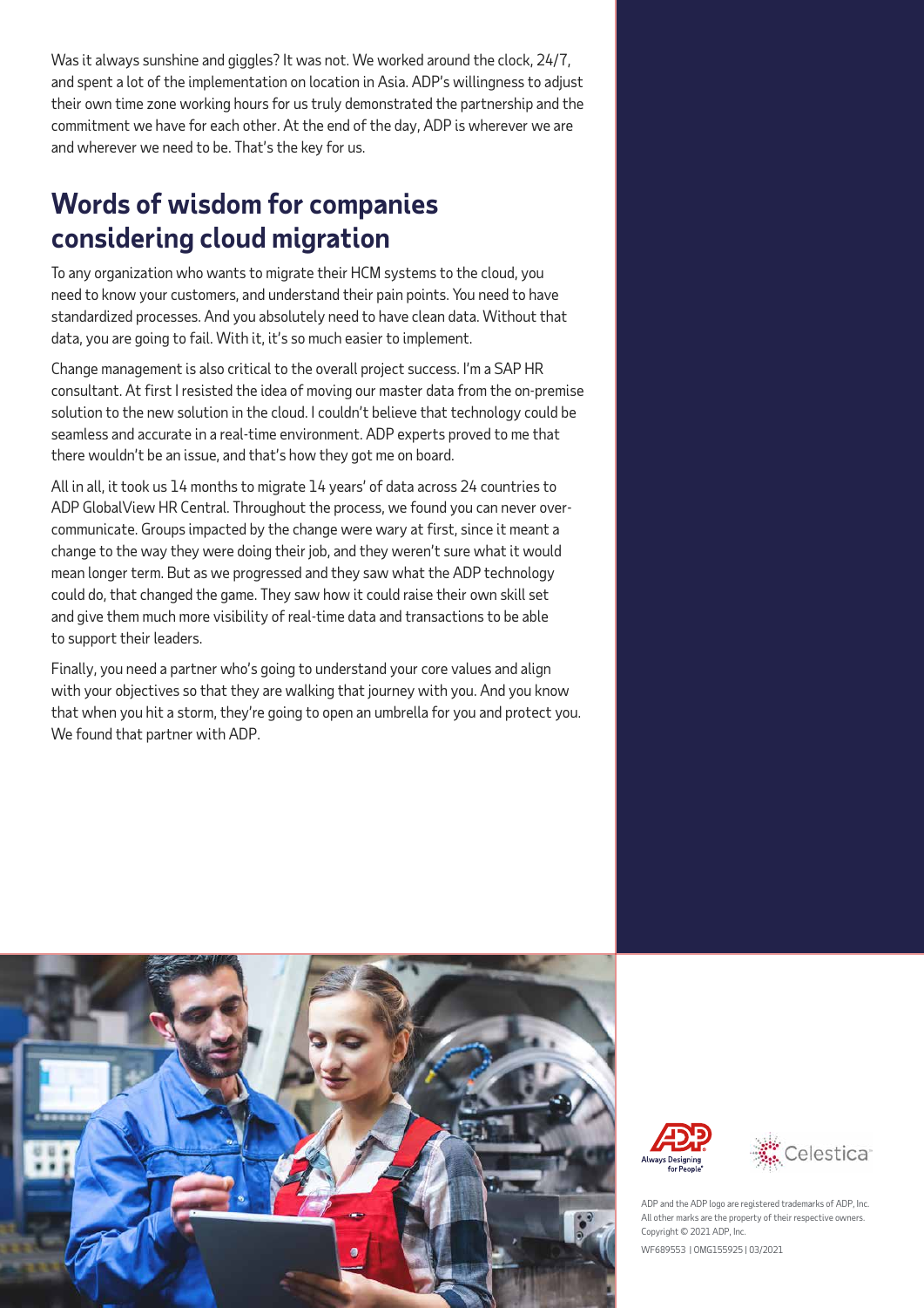Was it always sunshine and giggles? It was not. We worked around the clock, 24/7, and spent a lot of the implementation on location in Asia. ADP's willingness to adjust their own time zone working hours for us truly demonstrated the partnership and the commitment we have for each other. At the end of the day, ADP is wherever we are and wherever we need to be. That's the key for us.

## Words of wisdom for companies considering cloud migration

To any organization who wants to migrate their HCM systems to the cloud, you need to know your customers, and understand their pain points. You need to have standardized processes. And you absolutely need to have clean data. Without that data, you are going to fail. With it, it's so much easier to implement.

Change management is also critical to the overall project success. I'm a SAP HR consultant. At first I resisted the idea of moving our master data from the on-premise solution to the new solution in the cloud. I couldn't believe that technology could be seamless and accurate in a real-time environment. ADP experts proved to me that there wouldn't be an issue, and that's how they got me on board.

All in all, it took us 14 months to migrate 14 years' of data across 24 countries to ADP GlobalView HR Central. Throughout the process, we found you can never over-communicate. Groups impacted by the change were wary at first, since it meant a change to the way they were doing their job, and they weren't sure what it would mean longer term. But as we progressed and they saw what the ADP technology could do, that changed the game. They saw how it could raise their own skill set and give them much more visibility of real-time data and transactions to be able to support their leaders.

Finally, you need a partner who's going to understand your core values and align with your objectives so that they are walking that journey with you. And you know that when you hit a storm, they're going to open an umbrella for you and protect you. We found that partner with ADP.

ADP and the ADP logo are registered trademarks of ADP, Inc. All other marks are the property of their respective owners. Copyright © 2021 ADP, Inc.

WF689553 | OMG155925 | 03/2021